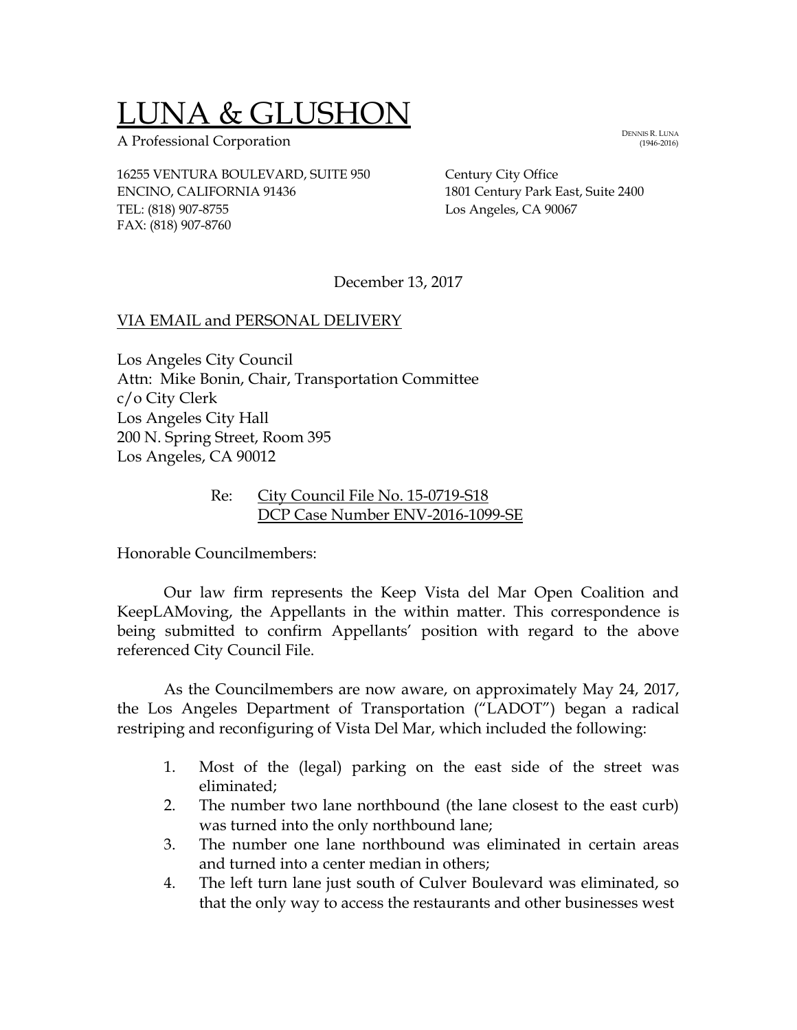# LUNA & GLUSHON

A Professional Corporation

DENNIS R. LUNA
(1946-2016)

16255 VENTURA BOULEVARD, SUITE 950
ENCINO, CALIFORNIA 91436
TEL: (818) 907-8755
FAX: (818) 907-8760

Century City Office
1801 Century Park East, Suite 2400
Los Angeles, CA 90067

December 13, 2017

VIA EMAIL and PERSONAL DELIVERY

Los Angeles City Council
Attn: Mike Bonin, Chair, Transportation Committee
c/o City Clerk
Los Angeles City Hall
200 N. Spring Street, Room 395
Los Angeles, CA 90012

Re: City Council File No. 15-0719-S18
DCP Case Number ENV-2016-1099-SE

Honorable Councilmembers:

Our law firm represents the Keep Vista del Mar Open Coalition and KeepLAMoving, the Appellants in the within matter. This correspondence is being submitted to confirm Appellants' position with regard to the above referenced City Council File.

As the Councilmembers are now aware, on approximately May 24, 2017, the Los Angeles Department of Transportation ("LADOT") began a radical restriping and reconfiguring of Vista Del Mar, which included the following:

1. Most of the (legal) parking on the east side of the street was eliminated;
2. The number two lane northbound (the lane closest to the east curb) was turned into the only northbound lane;
3. The number one lane northbound was eliminated in certain areas and turned into a center median in others;
4. The left turn lane just south of Culver Boulevard was eliminated, so that the only way to access the restaurants and other businesses west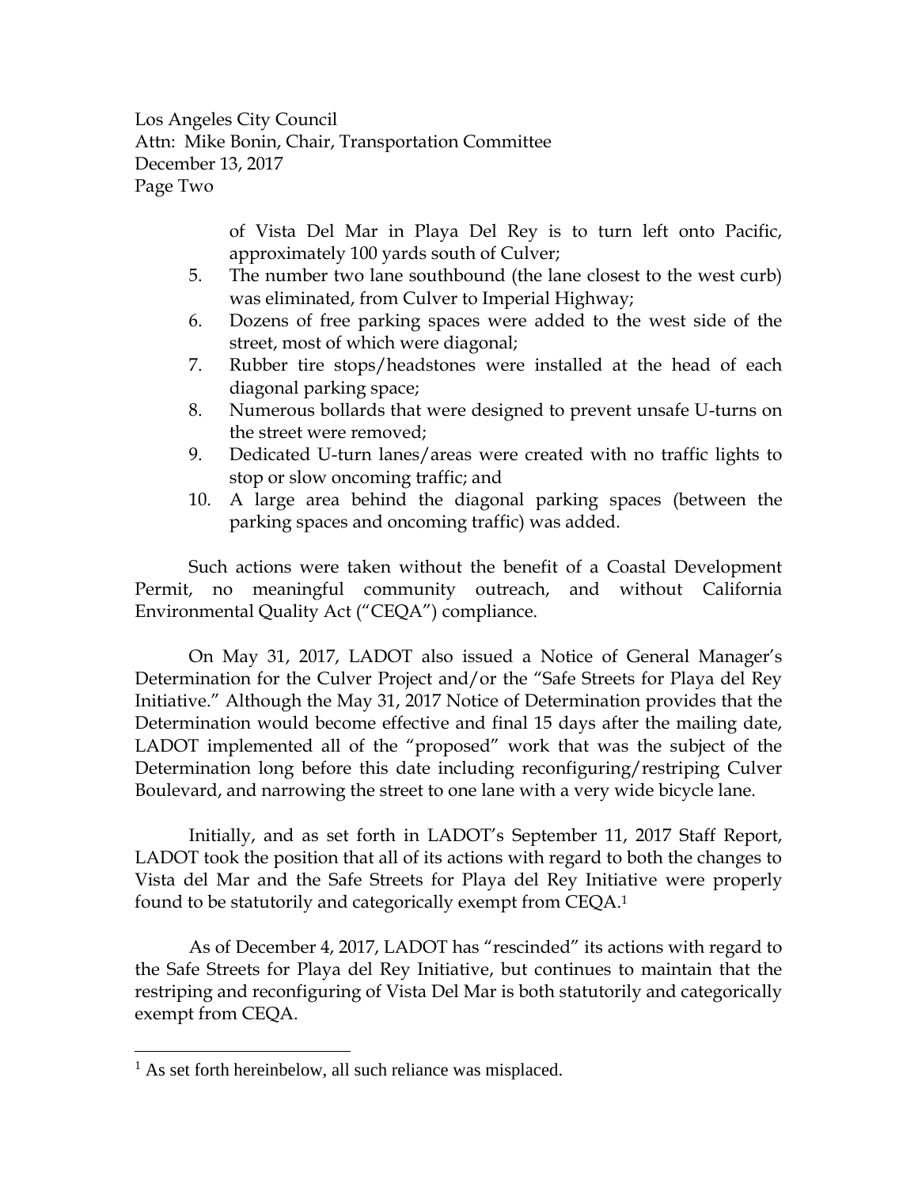of Vista Del Mar in Playa Del Rey is to turn left onto Pacific, approximately 100 yards south of Culver;

5. The number two lane southbound (the lane closest to the west curb) was eliminated, from Culver to Imperial Highway;
6. Dozens of free parking spaces were added to the west side of the street, most of which were diagonal;
7. Rubber tire stops/headstones were installed at the head of each diagonal parking space;
8. Numerous bollards that were designed to prevent unsafe U-turns on the street were removed;
9. Dedicated U-turn lanes/areas were created with no traffic lights to stop or slow oncoming traffic; and
10. A large area behind the diagonal parking spaces (between the parking spaces and oncoming traffic) was added.

Such actions were taken without the benefit of a Coastal Development Permit, no meaningful community outreach, and without California Environmental Quality Act ("CEQA") compliance.

On May 31, 2017, LADOT also issued a Notice of General Manager's Determination for the Culver Project and/or the "Safe Streets for Playa del Rey Initiative." Although the May 31, 2017 Notice of Determination provides that the Determination would become effective and final 15 days after the mailing date, LADOT implemented all of the "proposed" work that was the subject of the Determination long before this date including reconfiguring/restriping Culver Boulevard, and narrowing the street to one lane with a very wide bicycle lane.

Initially, and as set forth in LADOT's September 11, 2017 Staff Report, LADOT took the position that all of its actions with regard to both the changes to Vista del Mar and the Safe Streets for Playa del Rey Initiative were properly found to be statutorily and categorically exempt from CEQA.[1]

As of December 4, 2017, LADOT has "rescinded" its actions with regard to the Safe Streets for Playa del Rey Initiative, but continues to maintain that the restriping and reconfiguring of Vista Del Mar is both statutorily and categorically exempt from CEQA.

[1] As set forth hereinbelow, all such reliance was misplaced.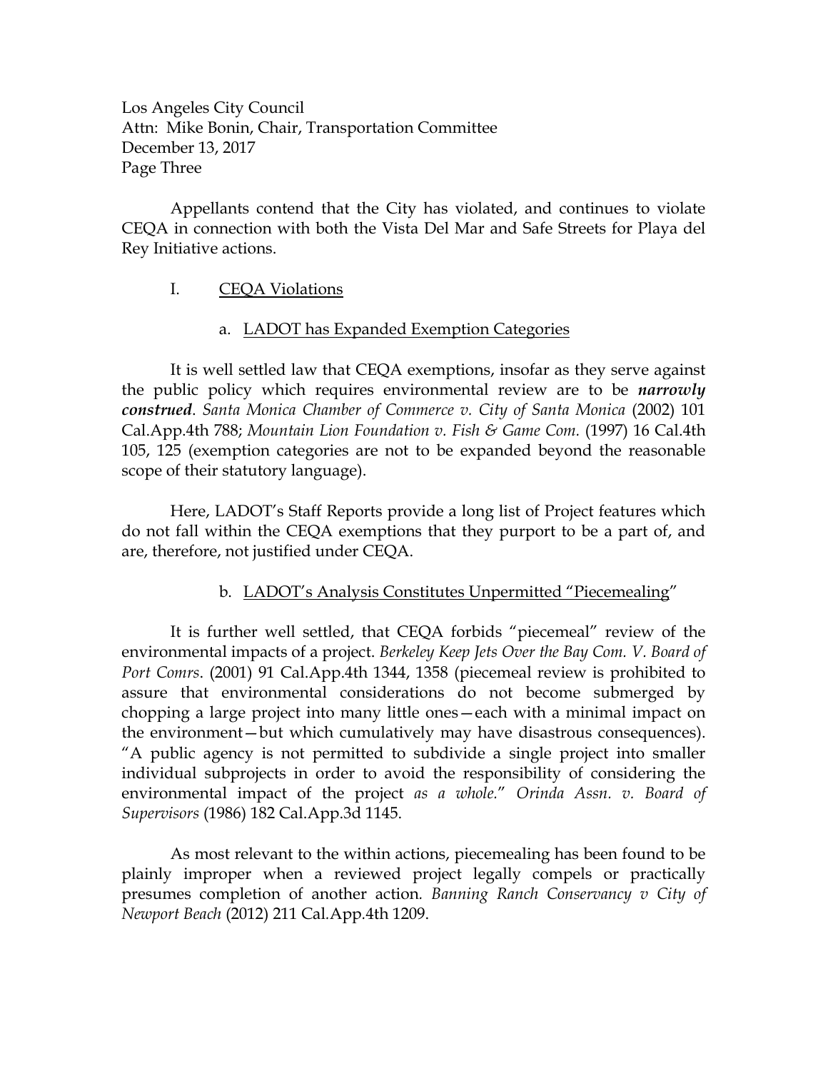Los Angeles City Council
Attn: Mike Bonin, Chair, Transportation Committee
December 13, 2017

Appellants contend that the City has violated, and continues to violate CEQA in connection with both the Vista Del Mar and Safe Streets for Playa del Rey Initiative actions.

## I. CEQA Violations

### a. LADOT has Expanded Exemption Categories

It is well settled law that CEQA exemptions, insofar as they serve against the public policy which requires environmental review are to be ***narrowly construed***. *Santa Monica Chamber of Commerce v. City of Santa Monica* (2002) 101 Cal.App.4th 788; *Mountain Lion Foundation v. Fish & Game Com.* (1997) 16 Cal.4th 105, 125 (exemption categories are not to be expanded beyond the reasonable scope of their statutory language).

Here, LADOT's Staff Reports provide a long list of Project features which do not fall within the CEQA exemptions that they purport to be a part of, and are, therefore, not justified under CEQA.

### b. LADOT's Analysis Constitutes Unpermitted "Piecemealing"

It is further well settled, that CEQA forbids "piecemeal" review of the environmental impacts of a project. *Berkeley Keep Jets Over the Bay Com. V. Board of Port Comrs*. (2001) 91 Cal.App.4th 1344, 1358 (piecemeal review is prohibited to assure that environmental considerations do not become submerged by chopping a large project into many little ones—each with a minimal impact on the environment—but which cumulatively may have disastrous consequences). "A public agency is not permitted to subdivide a single project into smaller individual subprojects in order to avoid the responsibility of considering the environmental impact of the project *as a whole*." *Orinda Assn. v. Board of Supervisors* (1986) 182 Cal.App.3d 1145.

As most relevant to the within actions, piecemealing has been found to be plainly improper when a reviewed project legally compels or practically presumes completion of another action. *Banning Ranch Conservancy v City of Newport Beach* (2012) 211 Cal.App.4th 1209.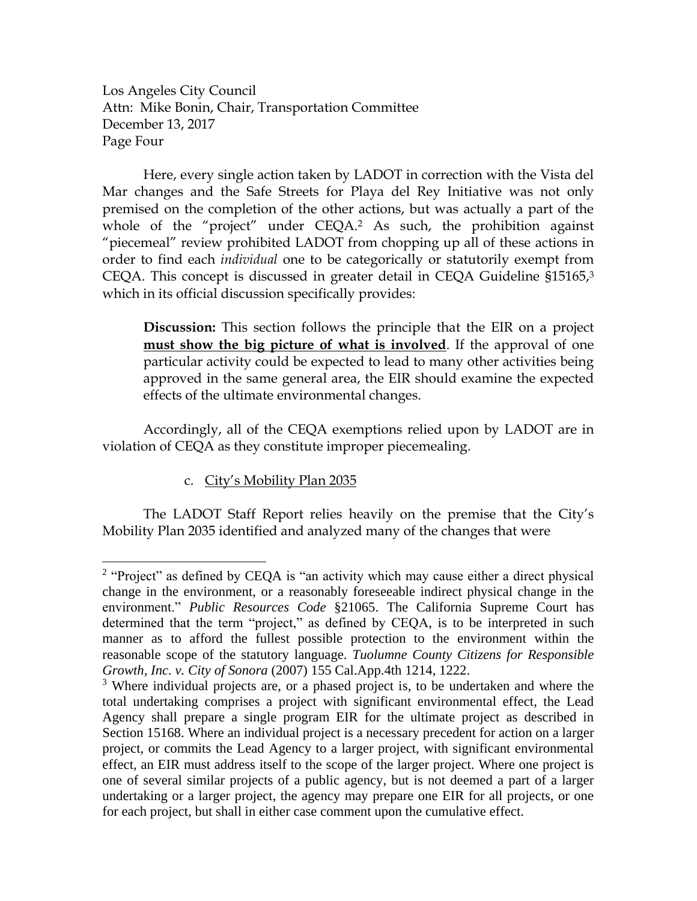Los Angeles City Council
Attn: Mike Bonin, Chair, Transportation Committee
December 13, 2017
Page Four

Here, every single action taken by LADOT in correction with the Vista del Mar changes and the Safe Streets for Playa del Rey Initiative was not only premised on the completion of the other actions, but was actually a part of the whole of the "project" under CEQA.[2] As such, the prohibition against "piecemeal" review prohibited LADOT from chopping up all of these actions in order to find each *individual* one to be categorically or statutorily exempt from CEQA. This concept is discussed in greater detail in CEQA Guideline §15165,[3] which in its official discussion specifically provides:

> **Discussion:** This section follows the principle that the EIR on a project **<u>must show the big picture of what is involved</u>**. If the approval of one particular activity could be expected to lead to many other activities being approved in the same general area, the EIR should examine the expected effects of the ultimate environmental changes.

Accordingly, all of the CEQA exemptions relied upon by LADOT are in violation of CEQA as they constitute improper piecemealing.

c. <u>City's Mobility Plan 2035</u>

The LADOT Staff Report relies heavily on the premise that the City's Mobility Plan 2035 identified and analyzed many of the changes that were

---

[2] "Project" as defined by CEQA is "an activity which may cause either a direct physical change in the environment, or a reasonably foreseeable indirect physical change in the environment." *Public Resources Code* §21065. The California Supreme Court has determined that the term "project," as defined by CEQA, is to be interpreted in such manner as to afford the fullest possible protection to the environment within the reasonable scope of the statutory language. *Tuolumne County Citizens for Responsible Growth, Inc. v. City of Sonora* (2007) 155 Cal.App.4th 1214, 1222.

[3] Where individual projects are, or a phased project is, to be undertaken and where the total undertaking comprises a project with significant environmental effect, the Lead Agency shall prepare a single program EIR for the ultimate project as described in Section 15168. Where an individual project is a necessary precedent for action on a larger project, or commits the Lead Agency to a larger project, with significant environmental effect, an EIR must address itself to the scope of the larger project. Where one project is one of several similar projects of a public agency, but is not deemed a part of a larger undertaking or a larger project, the agency may prepare one EIR for all projects, or one for each project, but shall in either case comment upon the cumulative effect.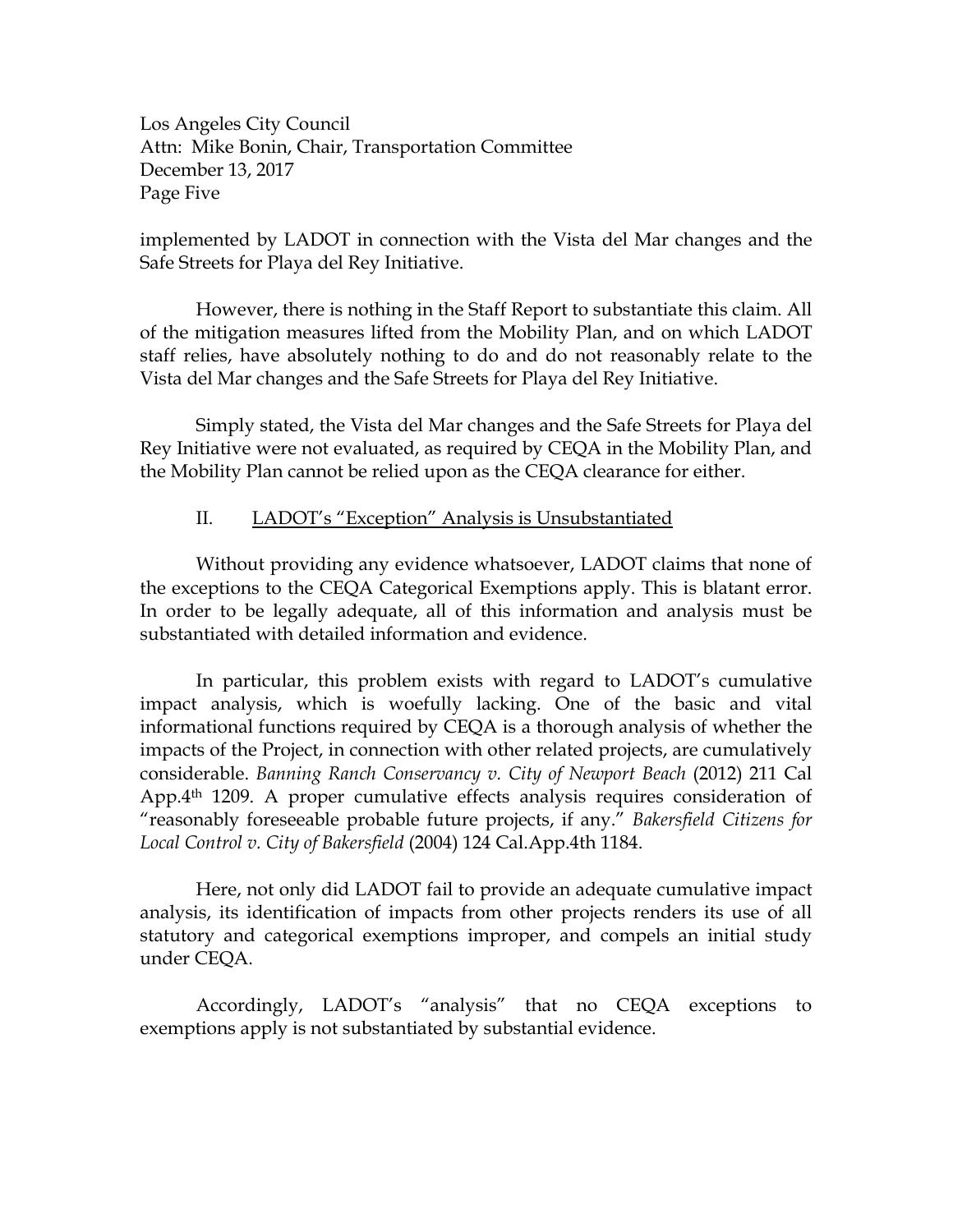implemented by LADOT in connection with the Vista del Mar changes and the Safe Streets for Playa del Rey Initiative.

However, there is nothing in the Staff Report to substantiate this claim. All of the mitigation measures lifted from the Mobility Plan, and on which LADOT staff relies, have absolutely nothing to do and do not reasonably relate to the Vista del Mar changes and the Safe Streets for Playa del Rey Initiative.

Simply stated, the Vista del Mar changes and the Safe Streets for Playa del Rey Initiative were not evaluated, as required by CEQA in the Mobility Plan, and the Mobility Plan cannot be relied upon as the CEQA clearance for either.

## II. LADOT's "Exception" Analysis is Unsubstantiated

Without providing any evidence whatsoever, LADOT claims that none of the exceptions to the CEQA Categorical Exemptions apply. This is blatant error. In order to be legally adequate, all of this information and analysis must be substantiated with detailed information and evidence.

In particular, this problem exists with regard to LADOT's cumulative impact analysis, which is woefully lacking. One of the basic and vital informational functions required by CEQA is a thorough analysis of whether the impacts of the Project, in connection with other related projects, are cumulatively considerable. *Banning Ranch Conservancy v. City of Newport Beach* (2012) 211 Cal App.4th 1209. A proper cumulative effects analysis requires consideration of "reasonably foreseeable probable future projects, if any." *Bakersfield Citizens for Local Control v. City of Bakersfield* (2004) 124 Cal.App.4th 1184.

Here, not only did LADOT fail to provide an adequate cumulative impact analysis, its identification of impacts from other projects renders its use of all statutory and categorical exemptions improper, and compels an initial study under CEQA.

Accordingly, LADOT's "analysis" that no CEQA exceptions to exemptions apply is not substantiated by substantial evidence.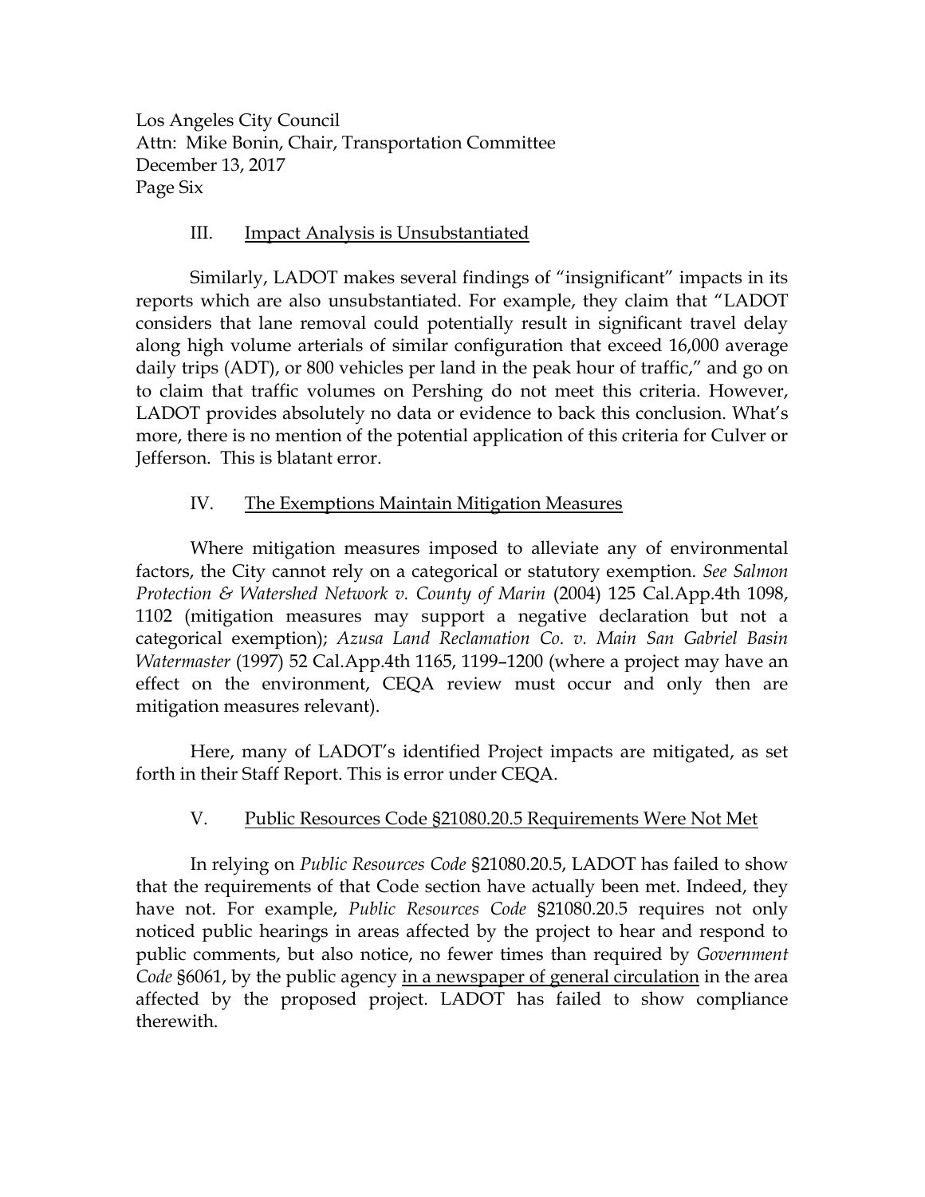### III. Impact Analysis is Unsubstantiated

Similarly, LADOT makes several findings of "insignificant" impacts in its reports which are also unsubstantiated. For example, they claim that "LADOT considers that lane removal could potentially result in significant travel delay along high volume arterials of similar configuration that exceed 16,000 average daily trips (ADT), or 800 vehicles per land in the peak hour of traffic," and go on to claim that traffic volumes on Pershing do not meet this criteria. However, LADOT provides absolutely no data or evidence to back this conclusion. What's more, there is no mention of the potential application of this criteria for Culver or Jefferson. This is blatant error.

### IV. The Exemptions Maintain Mitigation Measures

Where mitigation measures imposed to alleviate any of environmental factors, the City cannot rely on a categorical or statutory exemption. *See Salmon Protection & Watershed Network v. County of Marin* (2004) 125 Cal.App.4th 1098, 1102 (mitigation measures may support a negative declaration but not a categorical exemption); *Azusa Land Reclamation Co. v. Main San Gabriel Basin Watermaster* (1997) 52 Cal.App.4th 1165, 1199–1200 (where a project may have an effect on the environment, CEQA review must occur and only then are mitigation measures relevant).

Here, many of LADOT's identified Project impacts are mitigated, as set forth in their Staff Report. This is error under CEQA.

### V. Public Resources Code §21080.20.5 Requirements Were Not Met

In relying on *Public Resources Code* §21080.20.5, LADOT has failed to show that the requirements of that Code section have actually been met. Indeed, they have not. For example, *Public Resources Code* §21080.20.5 requires not only noticed public hearings in areas affected by the project to hear and respond to public comments, but also notice, no fewer times than required by *Government Code* §6061, by the public agency <u>in a newspaper of general circulation</u> in the area affected by the proposed project. LADOT has failed to show compliance therewith.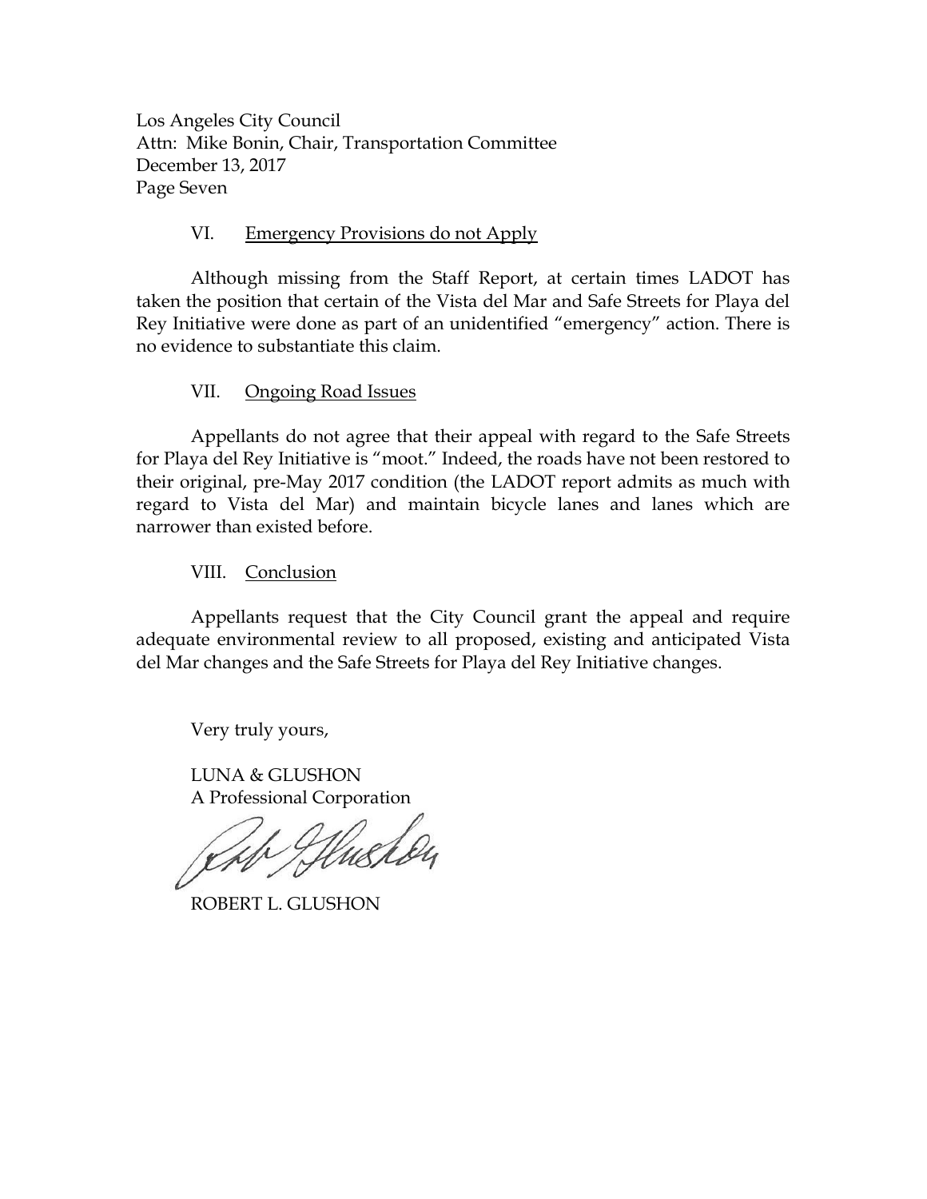Los Angeles City Council
Attn: Mike Bonin, Chair, Transportation Committee
December 13, 2017
Page Seven

## VI. Emergency Provisions do not Apply

Although missing from the Staff Report, at certain times LADOT has taken the position that certain of the Vista del Mar and Safe Streets for Playa del Rey Initiative were done as part of an unidentified "emergency" action. There is no evidence to substantiate this claim.

## VII. Ongoing Road Issues

Appellants do not agree that their appeal with regard to the Safe Streets for Playa del Rey Initiative is "moot." Indeed, the roads have not been restored to their original, pre-May 2017 condition (the LADOT report admits as much with regard to Vista del Mar) and maintain bicycle lanes and lanes which are narrower than existed before.

## VIII. Conclusion

Appellants request that the City Council grant the appeal and require adequate environmental review to all proposed, existing and anticipated Vista del Mar changes and the Safe Streets for Playa del Rey Initiative changes.

Very truly yours,

LUNA & GLUSHON
A Professional Corporation

ROBERT L. GLUSHON